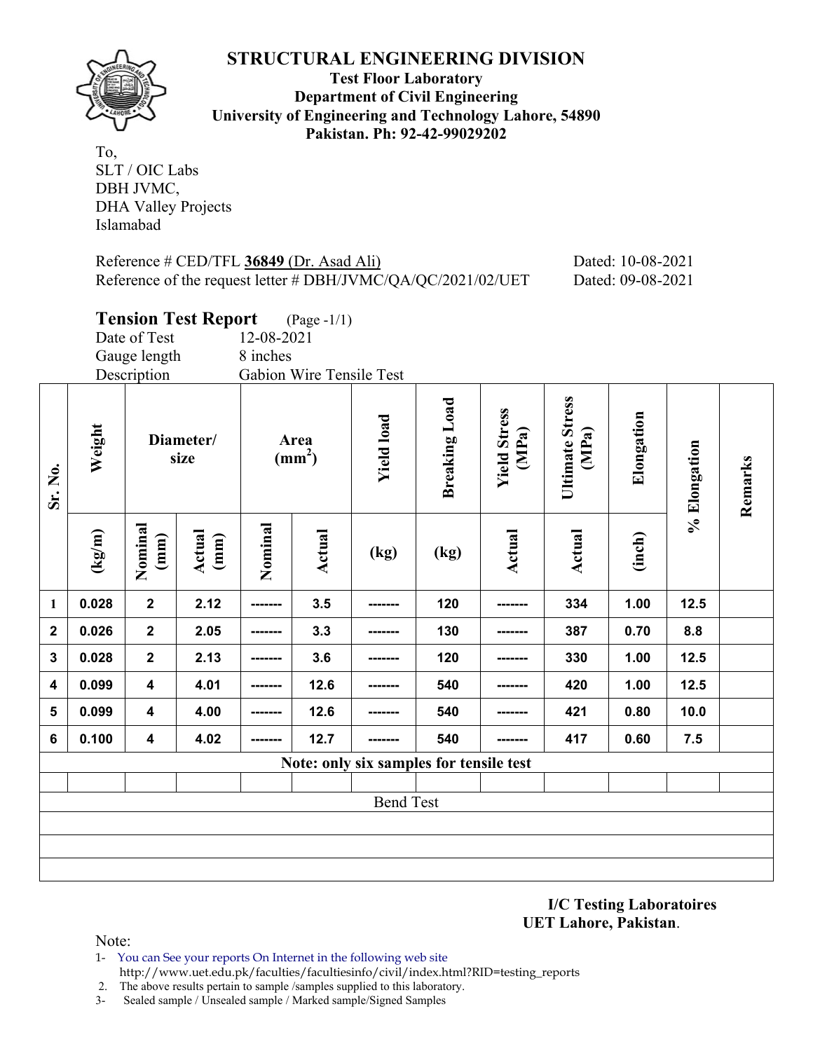# STRUCTURAL ENGINEERING DIVISION

**Test Floor Laboratory**
**Department of Civil Engineering**
**University of Engineering and Technology Lahore, 54890**
**Pakistan. Ph: 92-42-99029202**

To,
SLT / OIC Labs
DBH JVMC,
DHA Valley Projects
Islamabad

Reference # CED/TFL **36849** (Dr. Asad Ali) Dated: 10-08-2021
Reference of the request letter # DBH/JVMC/QA/QC/2021/02/UET Dated: 09-08-2021

## Tension Test Report (Page -1/1)

Date of Test 12-08-2021
Gauge length 8 inches
Description Gabion Wire Tensile Test

| Sr. No. | Weight | Diameter/ size | | Area ($mm^2$) | | Yield load | Breaking Load | Yield Stress (MPa) | Ultimate Stress (MPa) | Elongation | % Elongation | Remarks |
|---|---|---|---|---|---|---|---|---|---|---|---|---|
| | (kg/m) | Nominal (mm) | Actual (mm) | Nominal | Actual | (kg) | (kg) | Actual | Actual | (inch) | | |
| 1 | 0.028 | 2 | 2.12 | ------- | 3.5 | ------- | 120 | ------- | 334 | 1.00 | 12.5 | |
| 2 | 0.026 | 2 | 2.05 | ------- | 3.3 | ------- | 130 | ------- | 387 | 0.70 | 8.8 | |
| 3 | 0.028 | 2 | 2.13 | ------- | 3.6 | ------- | 120 | ------- | 330 | 1.00 | 12.5 | |
| 4 | 0.099 | 4 | 4.01 | ------- | 12.6 | ------- | 540 | ------- | 420 | 1.00 | 12.5 | |
| 5 | 0.099 | 4 | 4.00 | ------- | 12.6 | ------- | 540 | ------- | 421 | 0.80 | 10.0 | |
| 6 | 0.100 | 4 | 4.02 | ------- | 12.7 | ------- | 540 | ------- | 417 | 0.60 | 7.5 | |
| **Note: only six samples for tensile test** | | | | | | | | | | | | |
| | | | | | | | | | | | | |
| Bend Test | | | | | | | | | | | | |

**I/C Testing Laboratoires**
**UET Lahore, Pakistan**.

Note:

1- You can See your reports On Internet in the following web site
http://www.uet.edu.pk/faculties/facultiesinfo/civil/index.html?RID=testing_reports
2. The above results pertain to sample /samples supplied to this laboratory.
3- Sealed sample / Unsealed sample / Marked sample/Signed Samples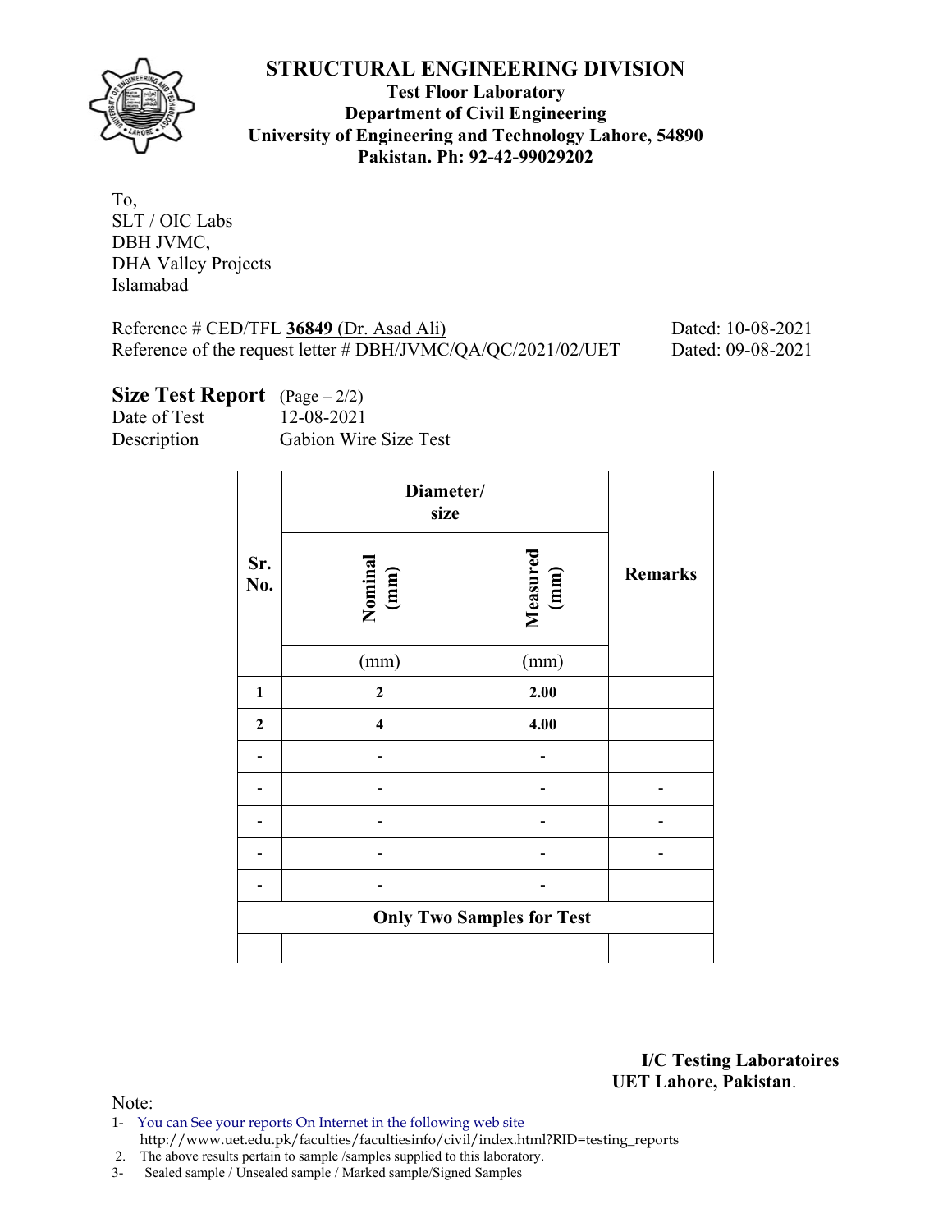# STRUCTURAL ENGINEERING DIVISION

**Test Floor Laboratory**
**Department of Civil Engineering**
**University of Engineering and Technology Lahore, 54890**
**Pakistan. Ph: 92-42-99029202**

To,
SLT / OIC Labs
DBH JVMC,
DHA Valley Projects
Islamabad

Reference # CED/TFL **36849** (Dr. Asad Ali) Dated: 10-08-2021
Reference of the request letter # DBH/JVMC/QA/QC/2021/02/UET Dated: 09-08-2021

## Size Test Report (Page – 2/2)

Date of Test 12-08-2021
Description Gabion Wire Size Test

| Sr. No. | Diameter/ size | | Remarks |
|---|---|---|---|
| | Nominal (mm) | Measured (mm) | |
| | (mm) | (mm) | |
| **1** | **2** | **2.00** | |
| **2** | **4** | **4.00** | |
| - | - | - | |
| - | - | - | - |
| - | - | - | - |
| - | - | - | - |
| - | - | - | |
| **Only Two Samples for Test** | | | |
| | | | |

**I/C Testing Laboratoires**
**UET Lahore, Pakistan**.

Note:
1- You can See your reports On Internet in the following web site
http://www.uet.edu.pk/faculties/facultiesinfo/civil/index.html?RID=testing_reports
2. The above results pertain to sample /samples supplied to this laboratory.
3- Sealed sample / Unsealed sample / Marked sample/Signed Samples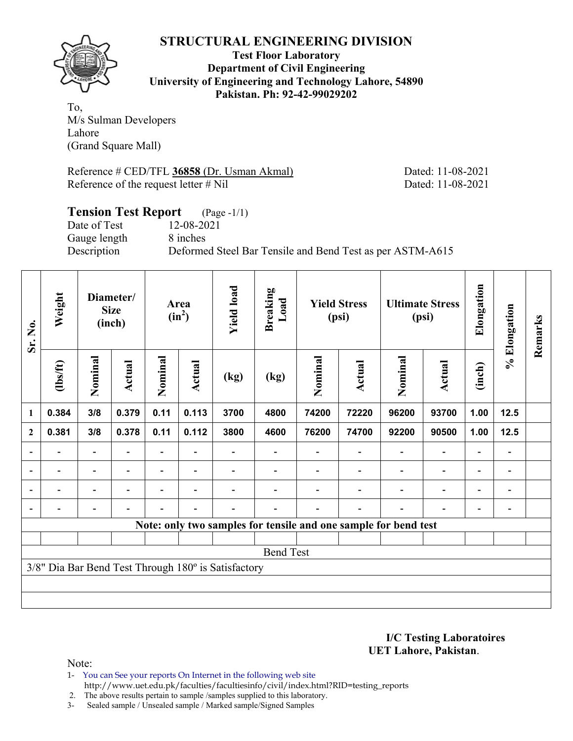# STRUCTURAL ENGINEERING DIVISION

**Test Floor Laboratory**
**Department of Civil Engineering**
**University of Engineering and Technology Lahore, 54890**
**Pakistan. Ph: 92-42-99029202**

To,
M/s Sulman Developers
Lahore
(Grand Square Mall)

Reference # CED/TFL **36858** (Dr. Usman Akmal) Dated: 11-08-2021
Reference of the request letter # Nil Dated: 11-08-2021

## Tension Test Report (Page -1/1)

Date of Test 12-08-2021
Gauge length 8 inches
Description Deformed Steel Bar Tensile and Bend Test as per ASTM-A615

| Sr. No. | Weight | Diameter/ Size (inch) | | Area ($in^2$) | | Yield load | Breaking Load | Yield Stress (psi) | | Ultimate Stress (psi) | | Elongation | % Elongation | Remarks |
|---|---|---|---|---|---|---|---|---|---|---|---|---|---|---|
| | (lbs/ft) | Nominal | Actual | Nominal | Actual | (kg) | (kg) | Nominal | Actual | Nominal | Actual | (inch) | | |
| 1 | 0.384 | 3/8 | 0.379 | 0.11 | 0.113 | 3700 | 4800 | 74200 | 72220 | 96200 | 93700 | 1.00 | 12.5 | |
| 2 | 0.381 | 3/8 | 0.378 | 0.11 | 0.112 | 3800 | 4600 | 76200 | 74700 | 92200 | 90500 | 1.00 | 12.5 | |
| - | - | - | - | - | - | - | - | - | - | - | - | - | - | |
| - | - | - | - | - | - | - | - | - | - | - | - | - | - | |
| - | - | - | - | - | - | - | - | - | - | - | - | - | - | |
| - | - | - | - | - | - | - | - | - | - | - | - | - | - | |

**Note: only two samples for tensile and one sample for bend test**

Bend Test

3/8" Dia Bar Bend Test Through 180º is Satisfactory

**I/C Testing Laboratoires**
**UET Lahore, Pakistan**.

Note:
1- You can See your reports On Internet in the following web site
http://www.uet.edu.pk/faculties/facultiesinfo/civil/index.html?RID=testing_reports
2. The above results pertain to sample /samples supplied to this laboratory.
3- Sealed sample / Unsealed sample / Marked sample/Signed Samples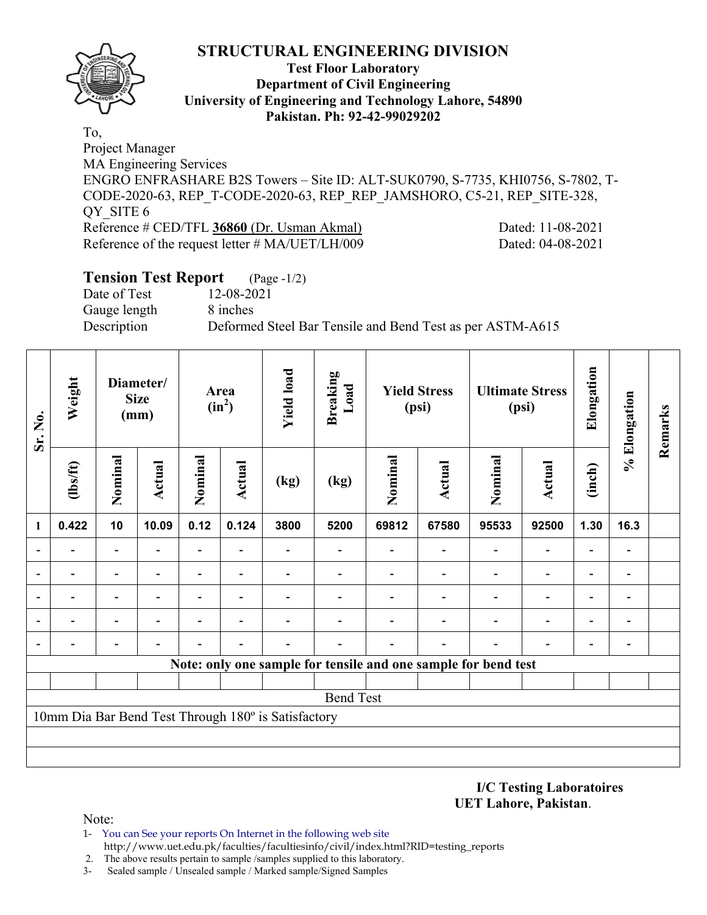# STRUCTURAL ENGINEERING DIVISION

**Test Floor Laboratory**
**Department of Civil Engineering**
**University of Engineering and Technology Lahore, 54890**
**Pakistan. Ph: 92-42-99029202**

To,
Project Manager
MA Engineering Services
ENGRO ENFRASHARE B2S Towers – Site ID: ALT-SUK0790, S-7735, KHI0756, S-7802, T-CODE-2020-63, REP_T-CODE-2020-63, REP_REP_JAMSHORO, C5-21, REP_SITE-328, QY_SITE 6
Reference # CED/TFL **36860** (Dr. Usman Akmal) Dated: 11-08-2021
Reference of the request letter # MA/UET/LH/009 Dated: 04-08-2021

## Tension Test Report (Page -1/2)

Date of Test 12-08-2021
Gauge length 8 inches
Description Deformed Steel Bar Tensile and Bend Test as per ASTM-A615

| Sr. No. | Weight | Diameter/ Size (mm) | | Area ($in^2$) | | Yield load | Breaking Load | Yield Stress (psi) | | Ultimate Stress (psi) | | Elongation | % Elongation | Remarks |
|---|---|---|---|---|---|---|---|---|---|---|---|---|---|---|
| | (lbs/ft) | Nominal | Actual | Nominal | Actual | (kg) | (kg) | Nominal | Actual | Nominal | Actual | (inch) | | |
| 1 | 0.422 | 10 | 10.09 | 0.12 | 0.124 | 3800 | 5200 | 69812 | 67580 | 95533 | 92500 | 1.30 | 16.3 | |
| - | - | - | - | - | - | - | - | - | - | - | - | - | - | |
| - | - | - | - | - | - | - | - | - | - | - | - | - | - | |
| - | - | - | - | - | - | - | - | - | - | - | - | - | - | |
| - | - | - | - | - | - | - | - | - | - | - | - | - | - | |
| - | - | - | - | - | - | - | - | - | - | - | - | - | - | |
| **Note: only one sample for tensile and one sample for bend test** | | | | | | | | | | | | | | |
| Bend Test | | | | | | | | | | | | | | |
| 10mm Dia Bar Bend Test Through 180º is Satisfactory | | | | | | | | | | | | | | |

**I/C Testing Laboratoires**
**UET Lahore, Pakistan**.

Note:
1- You can See your reports On Internet in the following web site
http://www.uet.edu.pk/faculties/facultiesinfo/civil/index.html?RID=testing_reports
2. The above results pertain to sample /samples supplied to this laboratory.
3- Sealed sample / Unsealed sample / Marked sample/Signed Samples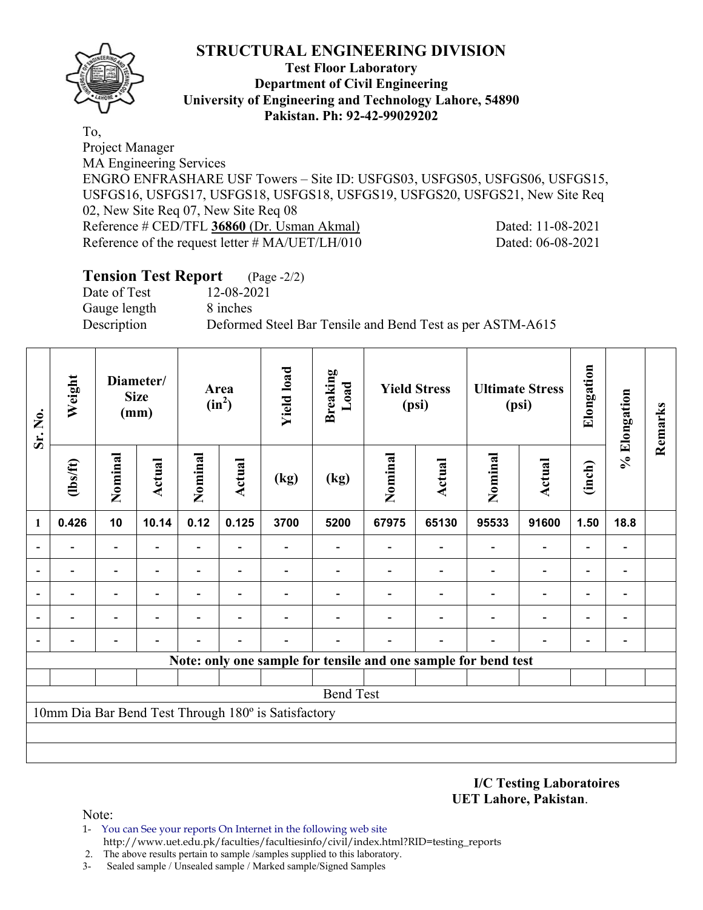# STRUCTURAL ENGINEERING DIVISION

**Test Floor Laboratory**
**Department of Civil Engineering**
**University of Engineering and Technology Lahore, 54890**
**Pakistan. Ph: 92-42-99029202**

To,
Project Manager
MA Engineering Services
ENGRO ENFRASHARE USF Towers – Site ID: USFGS03, USFGS05, USFGS06, USFGS15, USFGS16, USFGS17, USFGS18, USFGS18, USFGS19, USFGS20, USFGS21, New Site Req 02, New Site Req 07, New Site Req 08
Reference # CED/TFL **36860** (Dr. Usman Akmal) Dated: 11-08-2021
Reference of the request letter # MA/UET/LH/010 Dated: 06-08-2021

## Tension Test Report (Page -2/2)

Date of Test 12-08-2021
Gauge length 8 inches
Description Deformed Steel Bar Tensile and Bend Test as per ASTM-A615

| Sr. No. | Weight | Diameter/ Size (mm) | | Area ($in^2$) | | Yield load | Breaking Load | Yield Stress (psi) | | Ultimate Stress (psi) | | Elongation | % Elongation | Remarks |
|---|---|---|---|---|---|---|---|---|---|---|---|---|---|---|
| | (lbs/ft) | Nominal | Actual | Nominal | Actual | (kg) | (kg) | Nominal | Actual | Nominal | Actual | (inch) | | |
| 1 | 0.426 | 10 | 10.14 | 0.12 | 0.125 | 3700 | 5200 | 67975 | 65130 | 95533 | 91600 | 1.50 | 18.8 | |
| - | - | - | - | - | - | - | - | - | - | - | - | - | - | |
| - | - | - | - | - | - | - | - | - | - | - | - | - | - | |
| - | - | - | - | - | - | - | - | - | - | - | - | - | - | |
| - | - | - | - | - | - | - | - | - | - | - | - | - | - | |
| - | - | - | - | - | - | - | - | - | - | - | - | - | - | |
| **Note: only one sample for tensile and one sample for bend test** | | | | | | | | | | | | | | |
| | | | | | | | | | | | | | | |
| Bend Test | | | | | | | | | | | | | | |
| 10mm Dia Bar Bend Test Through 180º is Satisfactory | | | | | | | | | | | | | | |

**I/C Testing Laboratoires**
**UET Lahore, Pakistan**.

Note:
1- You can See your reports On Internet in the following web site
http://www.uet.edu.pk/faculties/facultiesinfo/civil/index.html?RID=testing_reports
2. The above results pertain to sample /samples supplied to this laboratory.
3- Sealed sample / Unsealed sample / Marked sample/Signed Samples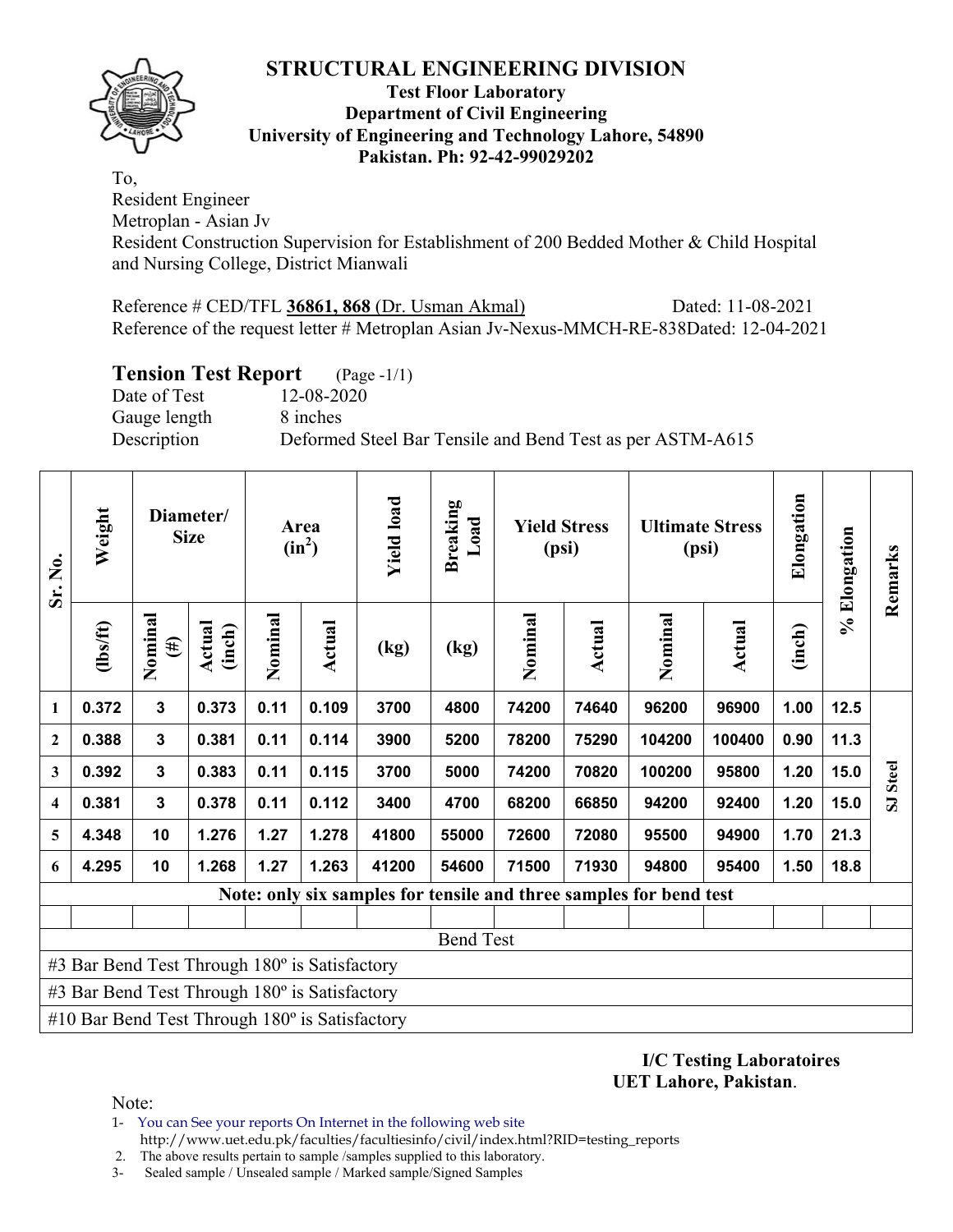# STRUCTURAL ENGINEERING DIVISION

**Test Floor Laboratory**
**Department of Civil Engineering**
**University of Engineering and Technology Lahore, 54890**
**Pakistan. Ph: 92-42-99029202**

To,
Resident Engineer
Metroplan - Asian Jv
Resident Construction Supervision for Establishment of 200 Bedded Mother & Child Hospital and Nursing College, District Mianwali

Reference # CED/TFL **36861, 868** (Dr. Usman Akmal) Dated: 11-08-2021
Reference of the request letter # Metroplan Asian Jv-Nexus-MMCH-RE-838Dated: 12-04-2021

## Tension Test Report (Page -1/1)

Date of Test 12-08-2020
Gauge length 8 inches
Description Deformed Steel Bar Tensile and Bend Test as per ASTM-A615

| Sr. No. | Weight | Diameter/ Size | | Area ($in^2$) | | Yield load | Breaking Load | Yield Stress (psi) | | Ultimate Stress (psi) | | Elongation | % Elongation | Remarks |
|---|---|---|---|---|---|---|---|---|---|---|---|---|---|---|
| | (lbs/ft) | Nominal (#) | Actual (inch) | Nominal | Actual | (kg) | (kg) | Nominal | Actual | Nominal | Actual | (inch) | | |
| 1 | 0.372 | 3 | 0.373 | 0.11 | 0.109 | 3700 | 4800 | 74200 | 74640 | 96200 | 96900 | 1.00 | 12.5 | SJ Steel |
| 2 | 0.388 | 3 | 0.381 | 0.11 | 0.114 | 3900 | 5200 | 78200 | 75290 | 104200 | 100400 | 0.90 | 11.3 | |
| 3 | 0.392 | 3 | 0.383 | 0.11 | 0.115 | 3700 | 5000 | 74200 | 70820 | 100200 | 95800 | 1.20 | 15.0 | |
| 4 | 0.381 | 3 | 0.378 | 0.11 | 0.112 | 3400 | 4700 | 68200 | 66850 | 94200 | 92400 | 1.20 | 15.0 | |
| 5 | 4.348 | 10 | 1.276 | 1.27 | 1.278 | 41800 | 55000 | 72600 | 72080 | 95500 | 94900 | 1.70 | 21.3 | |
| 6 | 4.295 | 10 | 1.268 | 1.27 | 1.263 | 41200 | 54600 | 71500 | 71930 | 94800 | 95400 | 1.50 | 18.8 | |

**Note: only six samples for tensile and three samples for bend test**

Bend Test

#3 Bar Bend Test Through 180º is Satisfactory
#3 Bar Bend Test Through 180º is Satisfactory
#10 Bar Bend Test Through 180º is Satisfactory

**I/C Testing Laboratoires**
**UET Lahore, Pakistan**.

Note:
1- You can See your reports On Internet in the following web site
http://www.uet.edu.pk/faculties/facultiesinfo/civil/index.html?RID=testing_reports
2. The above results pertain to sample /samples supplied to this laboratory.
3- Sealed sample / Unsealed sample / Marked sample/Signed Samples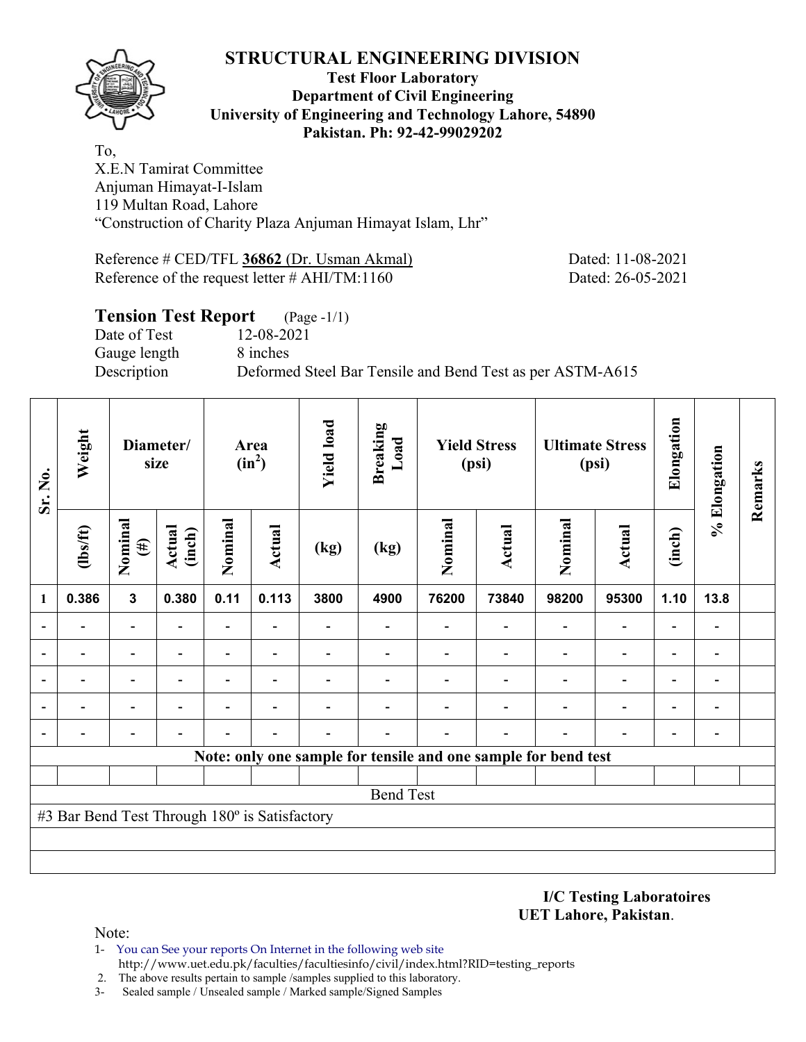# STRUCTURAL ENGINEERING DIVISION

**Test Floor Laboratory**
**Department of Civil Engineering**
**University of Engineering and Technology Lahore, 54890**
**Pakistan. Ph: 92-42-99029202**

To,
X.E.N Tamirat Committee
Anjuman Himayat-I-Islam
119 Multan Road, Lahore
"Construction of Charity Plaza Anjuman Himayat Islam, Lhr"

Reference # CED/TFL **36862** (Dr. Usman Akmal) Dated: 11-08-2021
Reference of the request letter # AHI/TM:1160 Dated: 26-05-2021

## Tension Test Report (Page -1/1)

Date of Test 12-08-2021
Gauge length 8 inches
Description Deformed Steel Bar Tensile and Bend Test as per ASTM-A615

| Sr. No. | Weight | Diameter/ size | | Area ($in^2$) | | Yield load | Breaking Load | Yield Stress (psi) | | Ultimate Stress (psi) | | Elongation | % Elongation | Remarks |
|---|---|---|---|---|---|---|---|---|---|---|---|---|---|---|
| | (lbs/ft) | Nominal (#) | Actual (inch) | Nominal | Actual | (kg) | (kg) | Nominal | Actual | Nominal | Actual | (inch) | | |
| 1 | 0.386 | 3 | 0.380 | 0.11 | 0.113 | 3800 | 4900 | 76200 | 73840 | 98200 | 95300 | 1.10 | 13.8 | |
| - | - | - | - | - | - | - | - | - | - | - | - | - | - | |
| - | - | - | - | - | - | - | - | - | - | - | - | - | - | |
| - | - | - | - | - | - | - | - | - | - | - | - | - | - | |
| - | - | - | - | - | - | - | - | - | - | - | - | - | - | |
| - | - | - | - | - | - | - | - | - | - | - | - | - | - | |

**Note: only one sample for tensile and one sample for bend test**

Bend Test

#3 Bar Bend Test Through 180º is Satisfactory

**I/C Testing Laboratoires**
**UET Lahore, Pakistan**.

Note:

1- You can See your reports On Internet in the following web site
http://www.uet.edu.pk/faculties/facultiesinfo/civil/index.html?RID=testing_reports
2. The above results pertain to sample /samples supplied to this laboratory.
3- Sealed sample / Unsealed sample / Marked sample/Signed Samples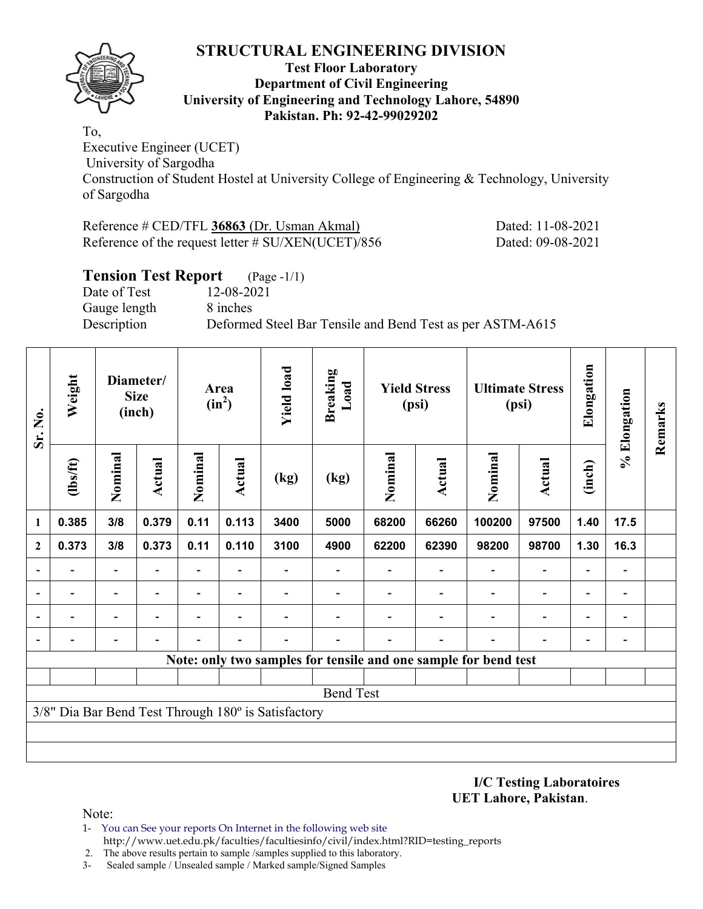# STRUCTURAL ENGINEERING DIVISION

**Test Floor Laboratory**
**Department of Civil Engineering**
**University of Engineering and Technology Lahore, 54890**
**Pakistan. Ph: 92-42-99029202**

To,
Executive Engineer (UCET)
University of Sargodha
Construction of Student Hostel at University College of Engineering & Technology, University of Sargodha

Reference # CED/TFL **36863** (Dr. Usman Akmal) Dated: 11-08-2021
Reference of the request letter # SU/XEN(UCET)/856 Dated: 09-08-2021

## Tension Test Report (Page -1/1)

Date of Test 12-08-2021
Gauge length 8 inches
Description Deformed Steel Bar Tensile and Bend Test as per ASTM-A615

| Sr. No. | Weight | Diameter/ Size (inch) | | Area ($in^2$) | | Yield load | Breaking Load | Yield Stress (psi) | | Ultimate Stress (psi) | | Elongation | % Elongation | Remarks |
|---|---|---|---|---|---|---|---|---|---|---|---|---|---|---|
| | (lbs/ft) | Nominal | Actual | Nominal | Actual | (kg) | (kg) | Nominal | Actual | Nominal | Actual | (inch) | | |
| 1 | 0.385 | 3/8 | 0.379 | 0.11 | 0.113 | 3400 | 5000 | 68200 | 66260 | 100200 | 97500 | 1.40 | 17.5 | |
| 2 | 0.373 | 3/8 | 0.373 | 0.11 | 0.110 | 3100 | 4900 | 62200 | 62390 | 98200 | 98700 | 1.30 | 16.3 | |
| - | - | - | - | - | - | - | - | - | - | - | - | - | - | |
| - | - | - | - | - | - | - | - | - | - | - | - | - | - | |
| - | - | - | - | - | - | - | - | - | - | - | - | - | - | |
| - | - | - | - | - | - | - | - | - | - | - | - | - | - | |
| **Note: only two samples for tensile and one sample for bend test** | | | | | | | | | | | | | | |
| Bend Test | | | | | | | | | | | | | | |
| 3/8" Dia Bar Bend Test Through 180º is Satisfactory | | | | | | | | | | | | | | |

**I/C Testing Laboratoires**
**UET Lahore, Pakistan**.

Note:
1- You can See your reports On Internet in the following web site
http://www.uet.edu.pk/faculties/facultiesinfo/civil/index.html?RID=testing_reports
2. The above results pertain to sample /samples supplied to this laboratory.
3- Sealed sample / Unsealed sample / Marked sample/Signed Samples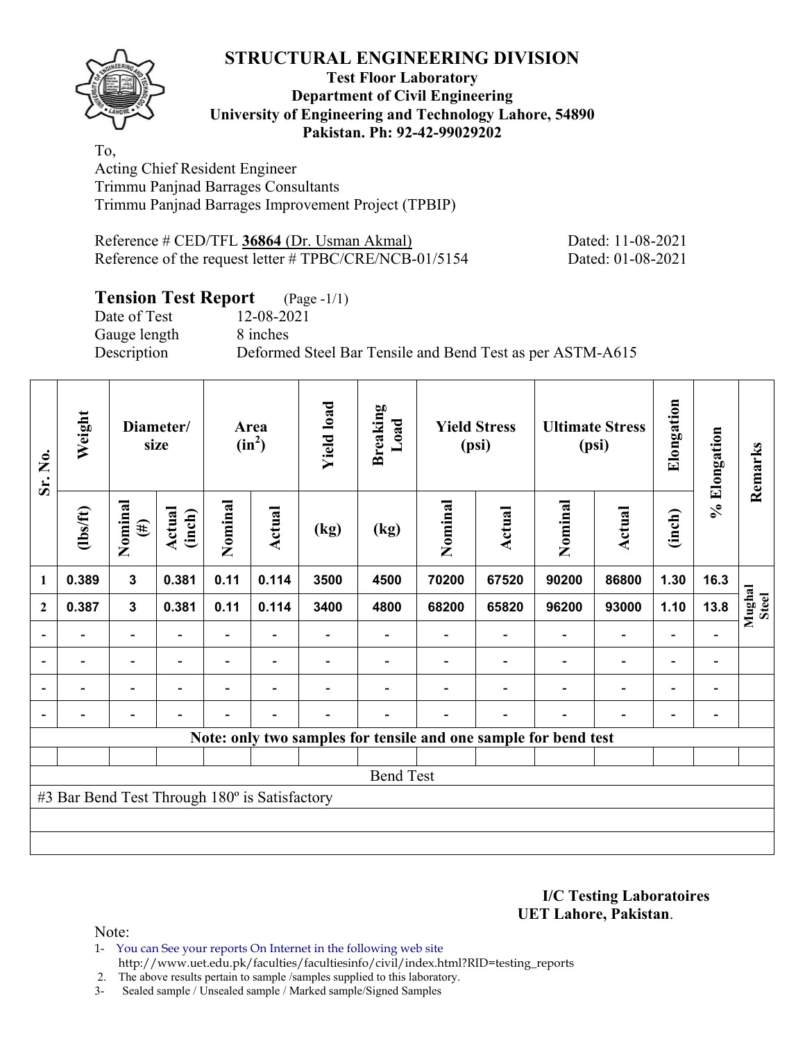# STRUCTURAL ENGINEERING DIVISION

**Test Floor Laboratory**
**Department of Civil Engineering**
**University of Engineering and Technology Lahore, 54890**
**Pakistan. Ph: 92-42-99029202**

To,
Acting Chief Resident Engineer
Trimmu Panjnad Barrages Consultants
Trimmu Panjnad Barrages Improvement Project (TPBIP)

Reference # CED/TFL **36864** (Dr. Usman Akmal) Dated: 11-08-2021
Reference of the request letter # TPBC/CRE/NCB-01/5154 Dated: 01-08-2021

## Tension Test Report (Page -1/1)

Date of Test 12-08-2021
Gauge length 8 inches
Description Deformed Steel Bar Tensile and Bend Test as per ASTM-A615

| Sr. No. | Weight | Diameter/ size | | Area ($in^2$) | | Yield load | Breaking Load | Yield Stress (psi) | | Ultimate Stress (psi) | | Elongation | % Elongation | Remarks |
|---|---|---|---|---|---|---|---|---|---|---|---|---|---|---|
| | (lbs/ft) | Nominal (#) | Actual (inch) | Nominal | Actual | (kg) | (kg) | Nominal | Actual | Nominal | Actual | (inch) | | |
| 1 | 0.389 | 3 | 0.381 | 0.11 | 0.114 | 3500 | 4500 | 70200 | 67520 | 90200 | 86800 | 1.30 | 16.3 | Mughal Steel |
| 2 | 0.387 | 3 | 0.381 | 0.11 | 0.114 | 3400 | 4800 | 68200 | 65820 | 96200 | 93000 | 1.10 | 13.8 | |
| - | - | - | - | - | - | - | - | - | - | - | - | - | - | |
| - | - | - | - | - | - | - | - | - | - | - | - | - | - | |
| - | - | - | - | - | - | - | - | - | - | - | - | - | - | |
| - | - | - | - | - | - | - | - | - | - | - | - | - | - | |
| Note: only two samples for tensile and one sample for bend test | | | | | | | | | | | | | | |
| Bend Test | | | | | | | | | | | | | | |
| #3 Bar Bend Test Through 180º is Satisfactory | | | | | | | | | | | | | | |

**I/C Testing Laboratoires**
**UET Lahore, Pakistan**.

Note:
1- You can See your reports On Internet in the following web site
http://www.uet.edu.pk/faculties/facultiesinfo/civil/index.html?RID=testing_reports
2. The above results pertain to sample /samples supplied to this laboratory.
3- Sealed sample / Unsealed sample / Marked sample/Signed Samples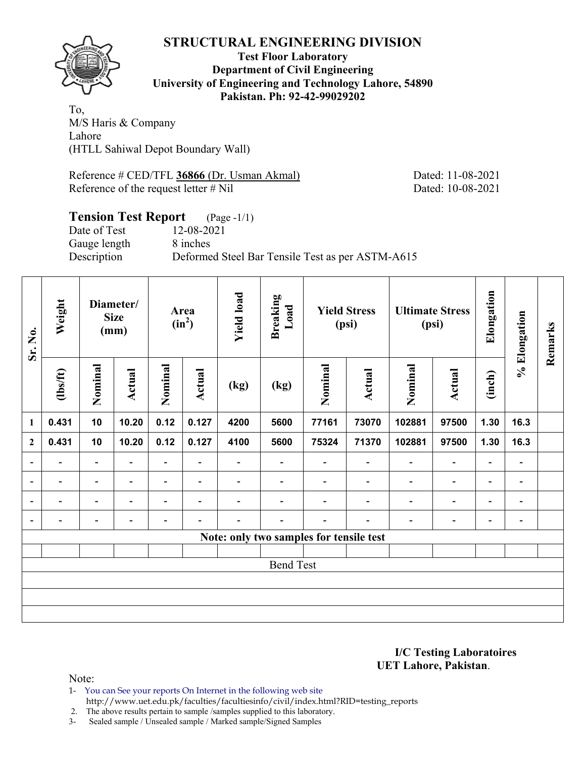# STRUCTURAL ENGINEERING DIVISION

**Test Floor Laboratory**
**Department of Civil Engineering**
**University of Engineering and Technology Lahore, 54890**
**Pakistan. Ph: 92-42-99029202**

To,
M/S Haris & Company
Lahore
(HTLL Sahiwal Depot Boundary Wall)

Reference # CED/TFL **36866** (Dr. Usman Akmal) Dated: 11-08-2021
Reference of the request letter # Nil Dated: 10-08-2021

## Tension Test Report (Page -1/1)

Date of Test 12-08-2021
Gauge length 8 inches
Description Deformed Steel Bar Tensile Test as per ASTM-A615

| Sr. No. | Weight | Diameter/ Size (mm) | | Area ($in^2$) | | Yield load | Breaking Load | Yield Stress (psi) | | Ultimate Stress (psi) | | Elongation | % Elongation | Remarks |
|---|---|---|---|---|---|---|---|---|---|---|---|---|---|---|
| | (lbs/ft) | Nominal | Actual | Nominal | Actual | (kg) | (kg) | Nominal | Actual | Nominal | Actual | (inch) | | |
| 1 | 0.431 | 10 | 10.20 | 0.12 | 0.127 | 4200 | 5600 | 77161 | 73070 | 102881 | 97500 | 1.30 | 16.3 | |
| 2 | 0.431 | 10 | 10.20 | 0.12 | 0.127 | 4100 | 5600 | 75324 | 71370 | 102881 | 97500 | 1.30 | 16.3 | |
| - | - | - | - | - | - | - | - | - | - | - | - | - | - | |
| - | - | - | - | - | - | - | - | - | - | - | - | - | - | |
| - | - | - | - | - | - | - | - | - | - | - | - | - | - | |
| - | - | - | - | - | - | - | - | - | - | - | - | - | - | |
| **Note: only two samples for tensile test** | | | | | | | | | | | | | | |
| | | | | | | | | | | | | | | |
| Bend Test | | | | | | | | | | | | | | |

**I/C Testing Laboratoires**
**UET Lahore, Pakistan**.

Note:
1- You can See your reports On Internet in the following web site
http://www.uet.edu.pk/faculties/facultiesinfo/civil/index.html?RID=testing_reports
2. The above results pertain to sample /samples supplied to this laboratory.
3- Sealed sample / Unsealed sample / Marked sample/Signed Samples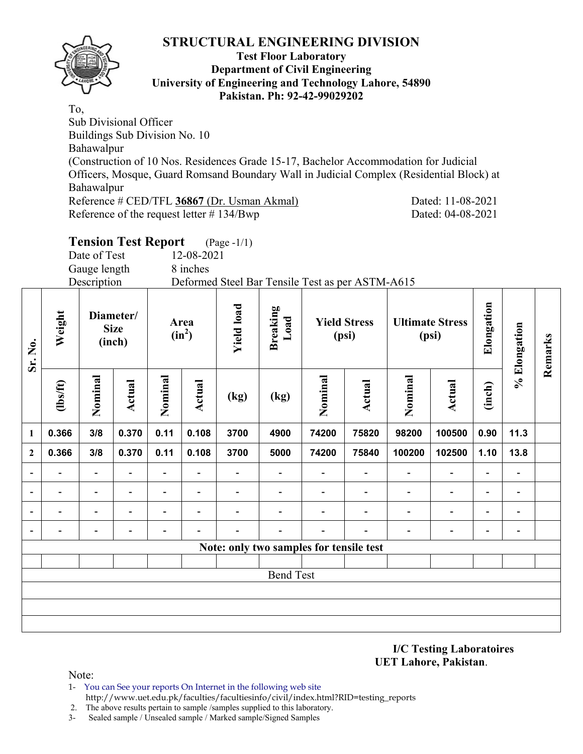# STRUCTURAL ENGINEERING DIVISION

**Test Floor Laboratory**
**Department of Civil Engineering**
**University of Engineering and Technology Lahore, 54890**
**Pakistan. Ph: 92-42-99029202**

To,
Sub Divisional Officer
Buildings Sub Division No. 10
Bahawalpur
(Construction of 10 Nos. Residences Grade 15-17, Bachelor Accommodation for Judicial Officers, Mosque, Guard Romsand Boundary Wall in Judicial Complex (Residential Block) at Bahawalpur

Reference # CED/TFL **36867** (Dr. Usman Akmal) Dated: 11-08-2021
Reference of the request letter # 134/Bwp Dated: 04-08-2021

## Tension Test Report (Page -1/1)

Date of Test 12-08-2021
Gauge length 8 inches
Description Deformed Steel Bar Tensile Test as per ASTM-A615

| Sr. No. | Weight | Diameter/ Size (inch) | | Area (in$^2$) | | Yield load | Breaking Load | Yield Stress (psi) | | Ultimate Stress (psi) | | Elongation | % Elongation | Remarks |
|---|---|---|---|---|---|---|---|---|---|---|---|---|---|---|
| | (lbs/ft) | Nominal | Actual | Nominal | Actual | (kg) | (kg) | Nominal | Actual | Nominal | Actual | (inch) | | |
| **1** | **0.366** | **3/8** | **0.370** | **0.11** | **0.108** | **3700** | **4900** | **74200** | **75820** | **98200** | **100500** | **0.90** | **11.3** | |
| **2** | **0.366** | **3/8** | **0.370** | **0.11** | **0.108** | **3700** | **5000** | **74200** | **75840** | **100200** | **102500** | **1.10** | **13.8** | |
| - | - | - | - | - | - | - | - | - | - | - | - | - | - | |
| - | - | - | - | - | - | - | - | - | - | - | - | - | - | |
| - | - | - | - | - | - | - | - | - | - | - | - | - | - | |
| - | - | - | - | - | - | - | - | - | - | - | - | - | - | |
| **Note: only two samples for tensile test** | | | | | | | | | | | | | | |
| Bend Test | | | | | | | | | | | | | | |

**I/C Testing Laboratoires**
**UET Lahore, Pakistan**.

Note:
1- You can See your reports On Internet in the following web site
http://www.uet.edu.pk/faculties/facultiesinfo/civil/index.html?RID=testing_reports
2. The above results pertain to sample /samples supplied to this laboratory.
3- Sealed sample / Unsealed sample / Marked sample/Signed Samples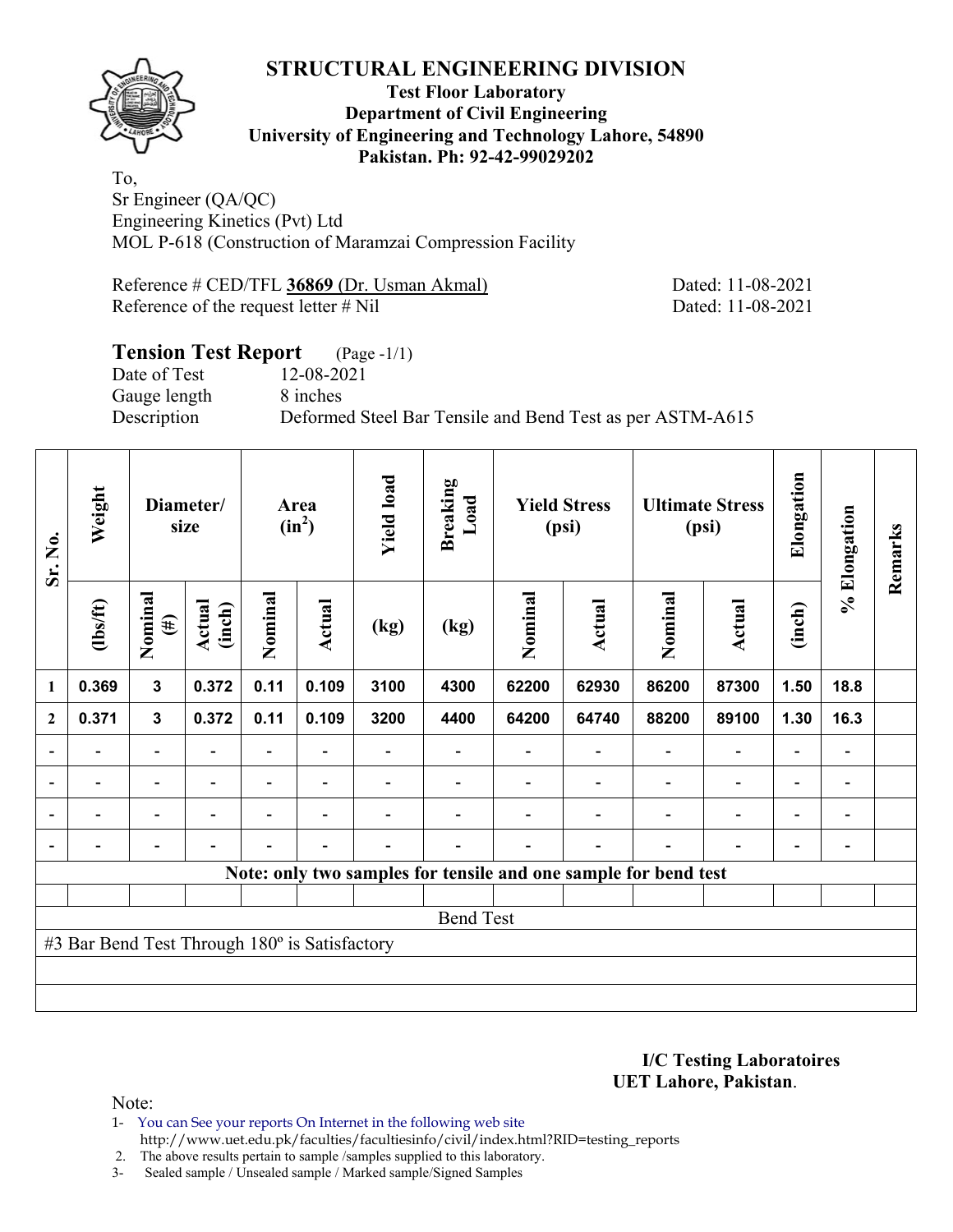# STRUCTURAL ENGINEERING DIVISION

**Test Floor Laboratory**
**Department of Civil Engineering**
**University of Engineering and Technology Lahore, 54890**
**Pakistan. Ph: 92-42-99029202**

To,
Sr Engineer (QA/QC)
Engineering Kinetics (Pvt) Ltd
MOL P-618 (Construction of Maramzai Compression Facility

Reference # CED/TFL **36869** (Dr. Usman Akmal) Dated: 11-08-2021
Reference of the request letter # Nil Dated: 11-08-2021

## Tension Test Report (Page -1/1)

Date of Test 12-08-2021
Gauge length 8 inches
Description Deformed Steel Bar Tensile and Bend Test as per ASTM-A615

| Sr. No. | Weight | Diameter/ size | | Area ($in^2$) | | Yield load | Breaking Load | Yield Stress (psi) | | Ultimate Stress (psi) | | Elongation | % Elongation | Remarks |
|---|---|---|---|---|---|---|---|---|---|---|---|---|---|---|
| | (lbs/ft) | Nominal (#) | Actual (inch) | Nominal | Actual | (kg) | (kg) | Nominal | Actual | Nominal | Actual | (inch) | | |
| 1 | 0.369 | 3 | 0.372 | 0.11 | 0.109 | 3100 | 4300 | 62200 | 62930 | 86200 | 87300 | 1.50 | 18.8 | |
| 2 | 0.371 | 3 | 0.372 | 0.11 | 0.109 | 3200 | 4400 | 64200 | 64740 | 88200 | 89100 | 1.30 | 16.3 | |
| - | - | - | - | - | - | - | - | - | - | - | - | - | - | |
| - | - | - | - | - | - | - | - | - | - | - | - | - | - | |
| - | - | - | - | - | - | - | - | - | - | - | - | - | - | |
| - | - | - | - | - | - | - | - | - | - | - | - | - | - | |

**Note: only two samples for tensile and one sample for bend test**

Bend Test

#3 Bar Bend Test Through 180º is Satisfactory

**I/C Testing Laboratoires**
**UET Lahore, Pakistan**.

Note:

1- You can See your reports On Internet in the following web site
http://www.uet.edu.pk/faculties/facultiesinfo/civil/index.html?RID=testing_reports
2. The above results pertain to sample /samples supplied to this laboratory.
3- Sealed sample / Unsealed sample / Marked sample/Signed Samples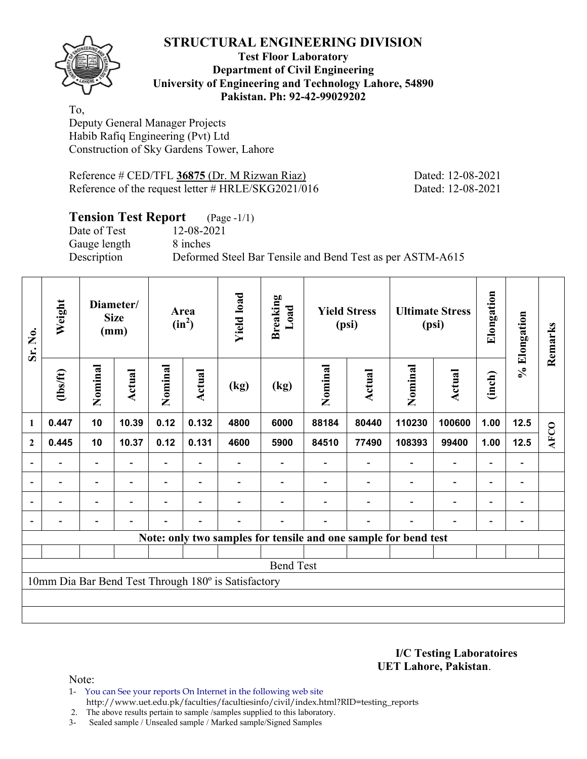# STRUCTURAL ENGINEERING DIVISION

**Test Floor Laboratory**
**Department of Civil Engineering**
**University of Engineering and Technology Lahore, 54890**
**Pakistan. Ph: 92-42-99029202**

To,
Deputy General Manager Projects
Habib Rafiq Engineering (Pvt) Ltd
Construction of Sky Gardens Tower, Lahore

Reference # CED/TFL **36875** (Dr. M Rizwan Riaz) Dated: 12-08-2021
Reference of the request letter # HRLE/SKG2021/016 Dated: 12-08-2021

## Tension Test Report (Page -1/1)

Date of Test 12-08-2021
Gauge length 8 inches
Description Deformed Steel Bar Tensile and Bend Test as per ASTM-A615

| Sr. No. | Weight | Diameter/ Size (mm) | | Area ($in^2$) | | Yield load | Breaking Load | Yield Stress (psi) | | Ultimate Stress (psi) | | Elongation | % Elongation | Remarks |
|---|---|---|---|---|---|---|---|---|---|---|---|---|---|---|
| | (lbs/ft) | Nominal | Actual | Nominal | Actual | (kg) | (kg) | Nominal | Actual | Nominal | Actual | (inch) | | |
| 1 | 0.447 | 10 | 10.39 | 0.12 | 0.132 | 4800 | 6000 | 88184 | 80440 | 110230 | 100600 | 1.00 | 12.5 | AFCO |
| 2 | 0.445 | 10 | 10.37 | 0.12 | 0.131 | 4600 | 5900 | 84510 | 77490 | 108393 | 99400 | 1.00 | 12.5 | |
| - | - | - | - | - | - | - | - | - | - | - | - | - | - | |
| - | - | - | - | - | - | - | - | - | - | - | - | - | - | |
| - | - | - | - | - | - | - | - | - | - | - | - | - | - | |
| - | - | - | - | - | - | - | - | - | - | - | - | - | - | |

**Note: only two samples for tensile and one sample for bend test**

Bend Test

10mm Dia Bar Bend Test Through 180º is Satisfactory

**I/C Testing Laboratoires**
**UET Lahore, Pakistan**.

Note:
1- You can See your reports On Internet in the following web site
http://www.uet.edu.pk/faculties/facultiesinfo/civil/index.html?RID=testing_reports
2. The above results pertain to sample /samples supplied to this laboratory.
3- Sealed sample / Unsealed sample / Marked sample/Signed Samples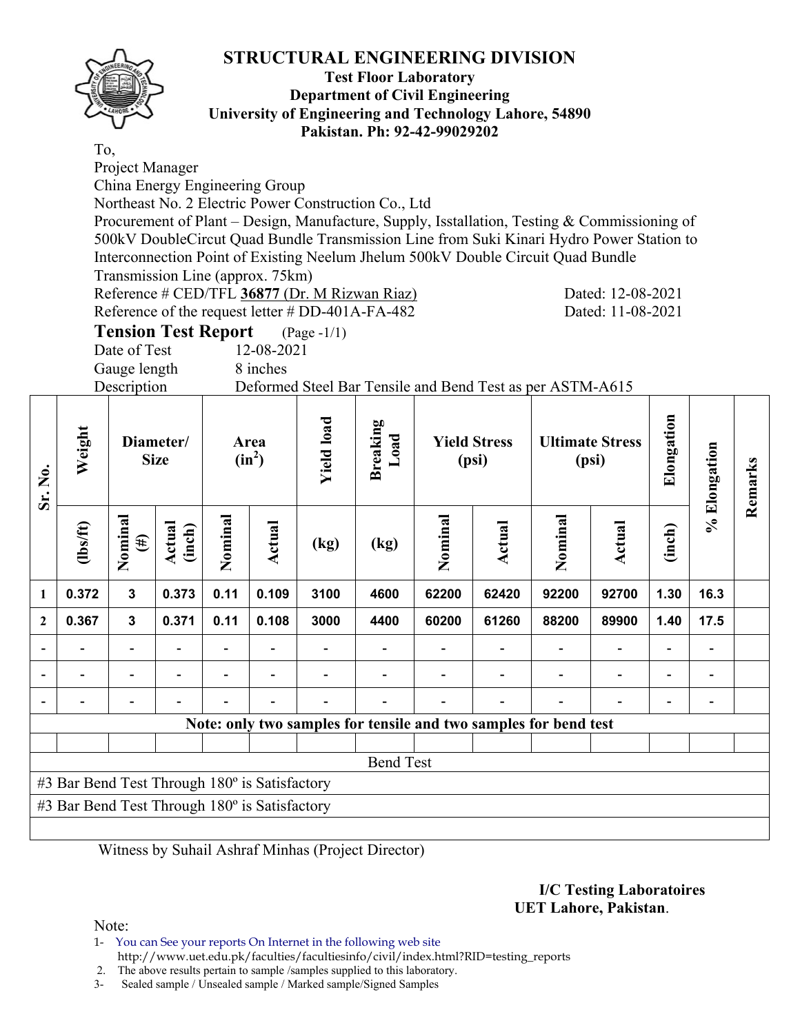# STRUCTURAL ENGINEERING DIVISION

**Test Floor Laboratory**
**Department of Civil Engineering**
**University of Engineering and Technology Lahore, 54890**
**Pakistan. Ph: 92-42-99029202**

To,
Project Manager
China Energy Engineering Group
Northeast No. 2 Electric Power Construction Co., Ltd
Procurement of Plant – Design, Manufacture, Supply, Isstallation, Testing & Commissioning of 500kV DoubleCircut Quad Bundle Transmission Line from Suki Kinari Hydro Power Station to Interconnection Point of Existing Neelum Jhelum 500kV Double Circuit Quad Bundle Transmission Line (approx. 75km)

Reference # CED/TFL **36877** (Dr. M Rizwan Riaz) Dated: 12-08-2021
Reference of the request letter # DD-401A-FA-482 Dated: 11-08-2021

## Tension Test Report (Page -1/1)

Date of Test 12-08-2021
Gauge length 8 inches
Description Deformed Steel Bar Tensile and Bend Test as per ASTM-A615

| Sr. No. | Weight | Diameter/ Size | | Area ($in^2$) | | Yield load | Breaking Load | Yield Stress (psi) | | Ultimate Stress (psi) | | Elongation | % Elongation | Remarks |
|---|---|---|---|---|---|---|---|---|---|---|---|---|---|---|
| | (lbs/ft) | Nominal (#) | Actual (inch) | Nominal | Actual | (kg) | (kg) | Nominal | Actual | Nominal | Actual | (inch) | | |
| 1 | 0.372 | 3 | 0.373 | 0.11 | 0.109 | 3100 | 4600 | 62200 | 62420 | 92200 | 92700 | 1.30 | 16.3 | |
| 2 | 0.367 | 3 | 0.371 | 0.11 | 0.108 | 3000 | 4400 | 60200 | 61260 | 88200 | 89900 | 1.40 | 17.5 | |
| - | - | - | - | - | - | - | - | - | - | - | - | - | - | |
| - | - | - | - | - | - | - | - | - | - | - | - | - | - | |
| - | - | - | - | - | - | - | - | - | - | - | - | - | - | |
| **Note: only two samples for tensile and two samples for bend test** | | | | | | | | | | | | | | |
| Bend Test | | | | | | | | | | | | | | |
| #3 Bar Bend Test Through 180º is Satisfactory | | | | | | | | | | | | | | |
| #3 Bar Bend Test Through 180º is Satisfactory | | | | | | | | | | | | | | |

Witness by Suhail Ashraf Minhas (Project Director)

**I/C Testing Laboratoires**
**UET Lahore, Pakistan**.

Note:
1- You can See your reports On Internet in the following web site http://www.uet.edu.pk/faculties/facultiesinfo/civil/index.html?RID=testing_reports
2. The above results pertain to sample /samples supplied to this laboratory.
3- Sealed sample / Unsealed sample / Marked sample/Signed Samples